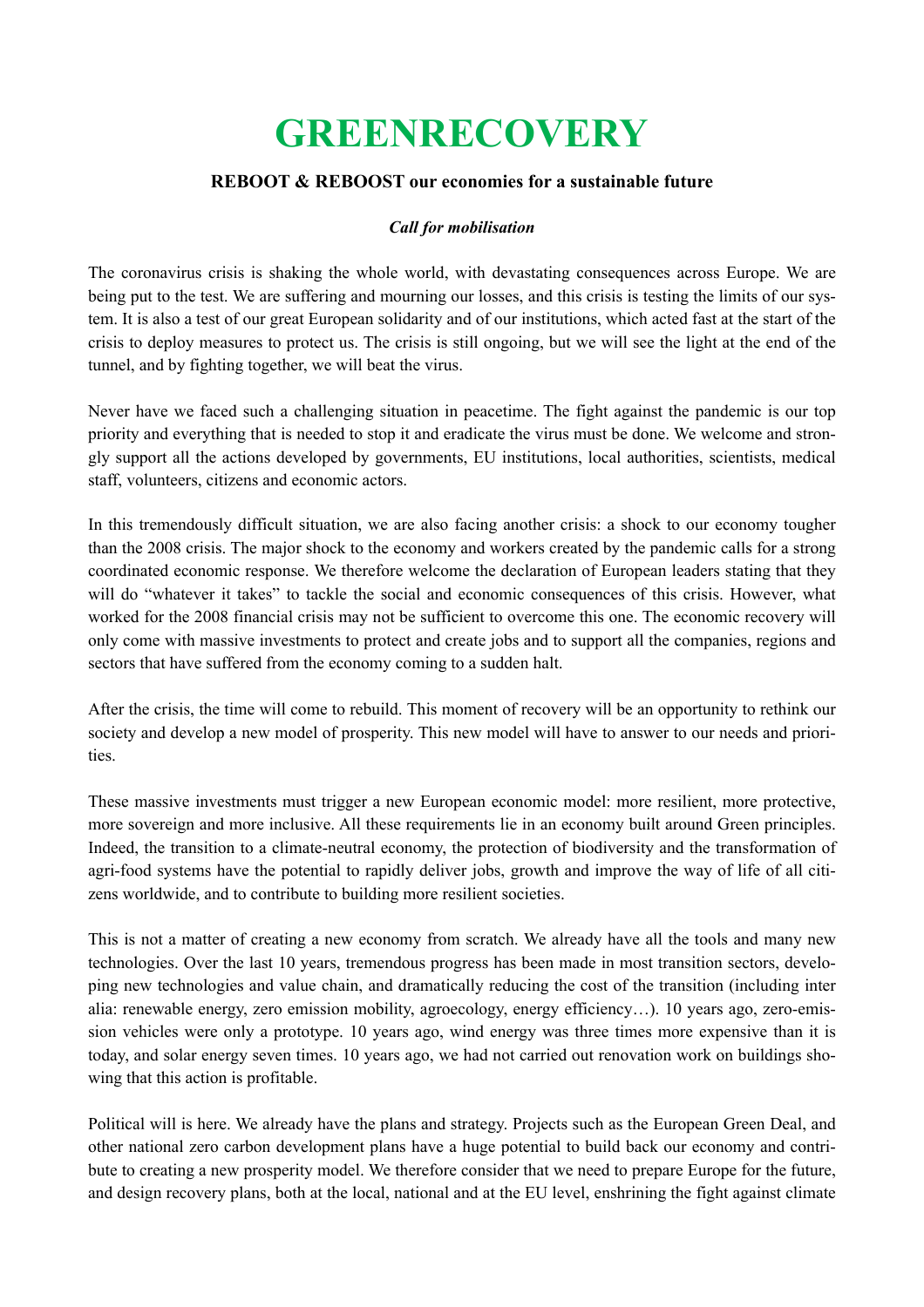# GREENRECOVERY

**REBOOT & REBOOST our economies for a sustainable future**

***Call for mobilisation***

The coronavirus crisis is shaking the whole world, with devastating consequences across Europe. We are being put to the test. We are suffering and mourning our losses, and this crisis is testing the limits of our system. It is also a test of our great European solidarity and of our institutions, which acted fast at the start of the crisis to deploy measures to protect us. The crisis is still ongoing, but we will see the light at the end of the tunnel, and by fighting together, we will beat the virus.

Never have we faced such a challenging situation in peacetime. The fight against the pandemic is our top priority and everything that is needed to stop it and eradicate the virus must be done. We welcome and strongly support all the actions developed by governments, EU institutions, local authorities, scientists, medical staff, volunteers, citizens and economic actors.

In this tremendously difficult situation, we are also facing another crisis: a shock to our economy tougher than the 2008 crisis. The major shock to the economy and workers created by the pandemic calls for a strong coordinated economic response. We therefore welcome the declaration of European leaders stating that they will do "whatever it takes" to tackle the social and economic consequences of this crisis. However, what worked for the 2008 financial crisis may not be sufficient to overcome this one. The economic recovery will only come with massive investments to protect and create jobs and to support all the companies, regions and sectors that have suffered from the economy coming to a sudden halt.

After the crisis, the time will come to rebuild. This moment of recovery will be an opportunity to rethink our society and develop a new model of prosperity. This new model will have to answer to our needs and priorities.

These massive investments must trigger a new European economic model: more resilient, more protective, more sovereign and more inclusive. All these requirements lie in an economy built around Green principles. Indeed, the transition to a climate-neutral economy, the protection of biodiversity and the transformation of agri-food systems have the potential to rapidly deliver jobs, growth and improve the way of life of all citizens worldwide, and to contribute to building more resilient societies.

This is not a matter of creating a new economy from scratch. We already have all the tools and many new technologies. Over the last 10 years, tremendous progress has been made in most transition sectors, developing new technologies and value chain, and dramatically reducing the cost of the transition (including inter alia: renewable energy, zero emission mobility, agroecology, energy efficiency…). 10 years ago, zero-emission vehicles were only a prototype. 10 years ago, wind energy was three times more expensive than it is today, and solar energy seven times. 10 years ago, we had not carried out renovation work on buildings showing that this action is profitable.

Political will is here. We already have the plans and strategy. Projects such as the European Green Deal, and other national zero carbon development plans have a huge potential to build back our economy and contribute to creating a new prosperity model. We therefore consider that we need to prepare Europe for the future, and design recovery plans, both at the local, national and at the EU level, enshrining the fight against climate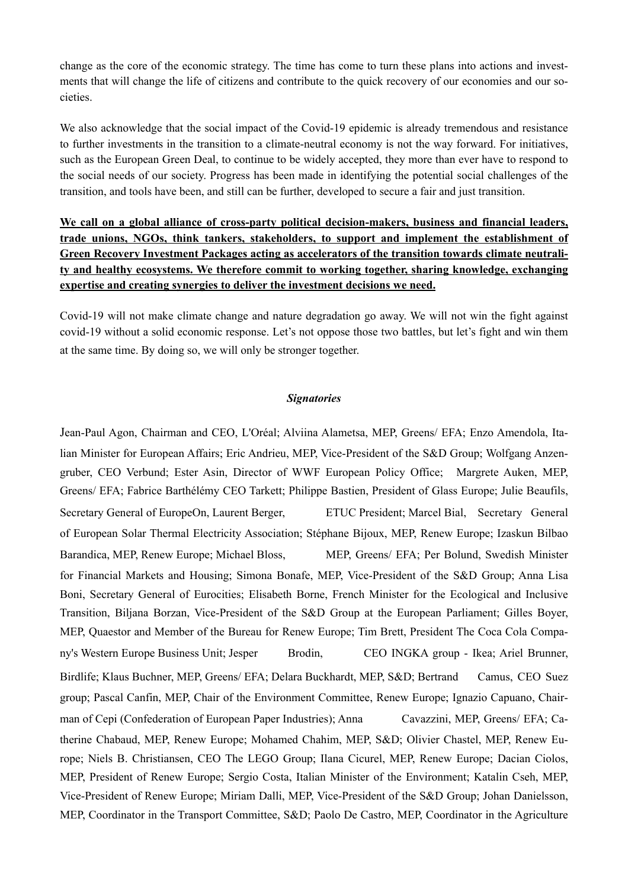change as the core of the economic strategy. The time has come to turn these plans into actions and investments that will change the life of citizens and contribute to the quick recovery of our economies and our societies.

We also acknowledge that the social impact of the Covid-19 epidemic is already tremendous and resistance to further investments in the transition to a climate-neutral economy is not the way forward. For initiatives, such as the European Green Deal, to continue to be widely accepted, they more than ever have to respond to the social needs of our society. Progress has been made in identifying the potential social challenges of the transition, and tools have been, and still can be further, developed to secure a fair and just transition.

**We call on a global alliance of cross-party political decision-makers, business and financial leaders, trade unions, NGOs, think tankers, stakeholders, to support and implement the establishment of Green Recovery Investment Packages acting as accelerators of the transition towards climate neutrality and healthy ecosystems. We therefore commit to working together, sharing knowledge, exchanging expertise and creating synergies to deliver the investment decisions we need.**

Covid-19 will not make climate change and nature degradation go away. We will not win the fight against covid-19 without a solid economic response. Let's not oppose those two battles, but let's fight and win them at the same time. By doing so, we will only be stronger together.

***Signatories***

Jean-Paul Agon, Chairman and CEO, L'Oréal; Alviina Alametsa, MEP, Greens/ EFA; Enzo Amendola, Italian Minister for European Affairs; Eric Andrieu, MEP, Vice-President of the S&D Group; Wolfgang Anzengruber, CEO Verbund; Ester Asin, Director of WWF European Policy Office; Margrete Auken, MEP, Greens/ EFA; Fabrice Barthélémy CEO Tarkett; Philippe Bastien, President of Glass Europe; Julie Beaufils, Secretary General of EuropeOn, Laurent Berger, ETUC President; Marcel Bial, Secretary General of European Solar Thermal Electricity Association; Stéphane Bijoux, MEP, Renew Europe; Izaskun Bilbao Barandica, MEP, Renew Europe; Michael Bloss, MEP, Greens/ EFA; Per Bolund, Swedish Minister for Financial Markets and Housing; Simona Bonafe, MEP, Vice-President of the S&D Group; Anna Lisa Boni, Secretary General of Eurocities; Elisabeth Borne, French Minister for the Ecological and Inclusive Transition, Biljana Borzan, Vice-President of the S&D Group at the European Parliament; Gilles Boyer, MEP, Quaestor and Member of the Bureau for Renew Europe; Tim Brett, President The Coca Cola Company's Western Europe Business Unit; Jesper Brodin, CEO INGKA group - Ikea; Ariel Brunner, Birdlife; Klaus Buchner, MEP, Greens/ EFA; Delara Buckhardt, MEP, S&D; Bertrand Camus, CEO Suez group; Pascal Canfin, MEP, Chair of the Environment Committee, Renew Europe; Ignazio Capuano, Chairman of Cepi (Confederation of European Paper Industries); Anna Cavazzini, MEP, Greens/ EFA; Catherine Chabaud, MEP, Renew Europe; Mohamed Chahim, MEP, S&D; Olivier Chastel, MEP, Renew Europe; Niels B. Christiansen, CEO The LEGO Group; Ilana Cicurel, MEP, Renew Europe; Dacian Ciolos, MEP, President of Renew Europe; Sergio Costa, Italian Minister of the Environment; Katalin Cseh, MEP, Vice-President of Renew Europe; Miriam Dalli, MEP, Vice-President of the S&D Group; Johan Danielsson, MEP, Coordinator in the Transport Committee, S&D; Paolo De Castro, MEP, Coordinator in the Agriculture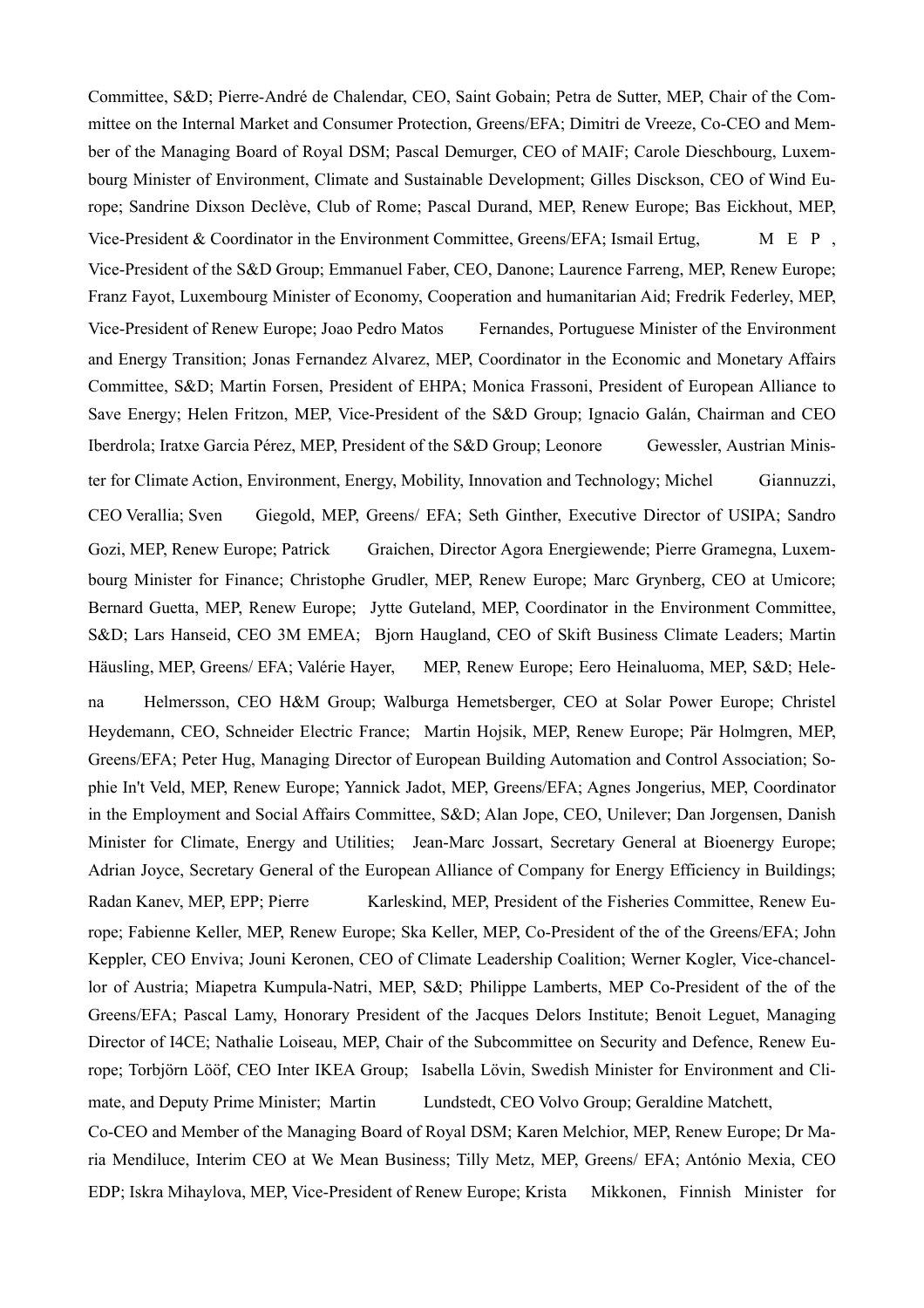Committee, S&D; Pierre-André de Chalendar, CEO, Saint Gobain; Petra de Sutter, MEP, Chair of the Committee on the Internal Market and Consumer Protection, Greens/EFA; Dimitri de Vreeze, Co-CEO and Member of the Managing Board of Royal DSM; Pascal Demurger, CEO of MAIF; Carole Dieschbourg, Luxembourg Minister of Environment, Climate and Sustainable Development; Gilles Disckson, CEO of Wind Europe; Sandrine Dixson Declève, Club of Rome; Pascal Durand, MEP, Renew Europe; Bas Eickhout, MEP, Vice-President & Coordinator in the Environment Committee, Greens/EFA; Ismail Ertug, MEP, Vice-President of the S&D Group; Emmanuel Faber, CEO, Danone; Laurence Farreng, MEP, Renew Europe; Franz Fayot, Luxembourg Minister of Economy, Cooperation and humanitarian Aid; Fredrik Federley, MEP, Vice-President of Renew Europe; Joao Pedro Matos Fernandes, Portuguese Minister of the Environment and Energy Transition; Jonas Fernandez Alvarez, MEP, Coordinator in the Economic and Monetary Affairs Committee, S&D; Martin Forsen, President of EHPA; Monica Frassoni, President of European Alliance to Save Energy; Helen Fritzon, MEP, Vice-President of the S&D Group; Ignacio Galán, Chairman and CEO Iberdrola; Iratxe Garcia Pérez, MEP, President of the S&D Group; Leonore Gewessler, Austrian Minister for Climate Action, Environment, Energy, Mobility, Innovation and Technology; Michel Giannuzzi, CEO Verallia; Sven Giegold, MEP, Greens/ EFA; Seth Ginther, Executive Director of USIPA; Sandro Gozi, MEP, Renew Europe; Patrick Graichen, Director Agora Energiewende; Pierre Gramegna, Luxembourg Minister for Finance; Christophe Grudler, MEP, Renew Europe; Marc Grynberg, CEO at Umicore; Bernard Guetta, MEP, Renew Europe; Jytte Guteland, MEP, Coordinator in the Environment Committee, S&D; Lars Hanseid, CEO 3M EMEA; Bjorn Haugland, CEO of Skift Business Climate Leaders; Martin Häusling, MEP, Greens/ EFA; Valérie Hayer, MEP, Renew Europe; Eero Heinaluoma, MEP, S&D; Helena Helmersson, CEO H&M Group; Walburga Hemetsberger, CEO at Solar Power Europe; Christel Heydemann, CEO, Schneider Electric France; Martin Hojsik, MEP, Renew Europe; Pär Holmgren, MEP, Greens/EFA; Peter Hug, Managing Director of European Building Automation and Control Association; Sophie In't Veld, MEP, Renew Europe; Yannick Jadot, MEP, Greens/EFA; Agnes Jongerius, MEP, Coordinator in the Employment and Social Affairs Committee, S&D; Alan Jope, CEO, Unilever; Dan Jorgensen, Danish Minister for Climate, Energy and Utilities; Jean-Marc Jossart, Secretary General at Bioenergy Europe; Adrian Joyce, Secretary General of the European Alliance of Company for Energy Efficiency in Buildings; Radan Kanev, MEP, EPP; Pierre Karleskind, MEP, President of the Fisheries Committee, Renew Europe; Fabienne Keller, MEP, Renew Europe; Ska Keller, MEP, Co-President of the of the Greens/EFA; John Keppler, CEO Enviva; Jouni Keronen, CEO of Climate Leadership Coalition; Werner Kogler, Vice-chancellor of Austria; Miapetra Kumpula-Natri, MEP, S&D; Philippe Lamberts, MEP Co-President of the of the Greens/EFA; Pascal Lamy, Honorary President of the Jacques Delors Institute; Benoit Leguet, Managing Director of I4CE; Nathalie Loiseau, MEP, Chair of the Subcommittee on Security and Defence, Renew Europe; Torbjörn Lööf, CEO Inter IKEA Group; Isabella Lövin, Swedish Minister for Environment and Climate, and Deputy Prime Minister; Martin Lundstedt, CEO Volvo Group; Geraldine Matchett, Co-CEO and Member of the Managing Board of Royal DSM; Karen Melchior, MEP, Renew Europe; Dr Maria Mendiluce, Interim CEO at We Mean Business; Tilly Metz, MEP, Greens/ EFA; António Mexia, CEO EDP; Iskra Mihaylova, MEP, Vice-President of Renew Europe; Krista Mikkonen, Finnish Minister for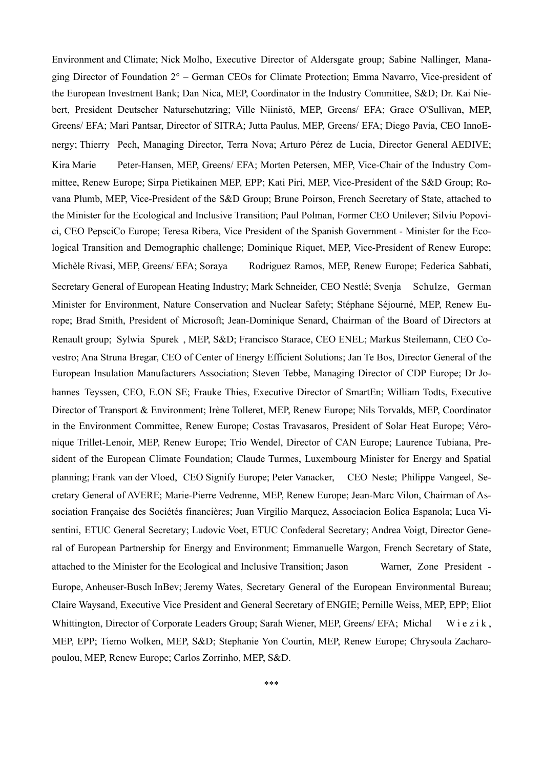Environment and Climate; Nick Molho, Executive Director of Aldersgate group; Sabine Nallinger, Managing Director of Foundation 2° – German CEOs for Climate Protection; Emma Navarro, Vice-president of the European Investment Bank; Dan Nica, MEP, Coordinator in the Industry Committee, S&D; Dr. Kai Niebert, President Deutscher Naturschutzring; Ville Niinistö, MEP, Greens/ EFA; Grace O'Sullivan, MEP, Greens/ EFA; Mari Pantsar, Director of SITRA; Jutta Paulus, MEP, Greens/ EFA; Diego Pavia, CEO InnoEnergy; Thierry Pech, Managing Director, Terra Nova; Arturo Pérez de Lucia, Director General AEDIVE; Kira Marie Peter-Hansen, MEP, Greens/ EFA; Morten Petersen, MEP, Vice-Chair of the Industry Committee, Renew Europe; Sirpa Pietikainen MEP, EPP; Kati Piri, MEP, Vice-President of the S&D Group; Rovana Plumb, MEP, Vice-President of the S&D Group; Brune Poirson, French Secretary of State, attached to the Minister for the Ecological and Inclusive Transition; Paul Polman, Former CEO Unilever; Silviu Popovici, CEO PepsciCo Europe; Teresa Ribera, Vice President of the Spanish Government - Minister for the Ecological Transition and Demographic challenge; Dominique Riquet, MEP, Vice-President of Renew Europe; Michèle Rivasi, MEP, Greens/ EFA; Soraya Rodriguez Ramos, MEP, Renew Europe; Federica Sabbati, Secretary General of European Heating Industry; Mark Schneider, CEO Nestlé; Svenja Schulze, German Minister for Environment, Nature Conservation and Nuclear Safety; Stéphane Séjourné, MEP, Renew Europe; Brad Smith, President of Microsoft; Jean-Dominique Senard, Chairman of the Board of Directors at Renault group; Sylwia Spurek , MEP, S&D; Francisco Starace, CEO ENEL; Markus Steilemann, CEO Covestro; Ana Struna Bregar, CEO of Center of Energy Efficient Solutions; Jan Te Bos, Director General of the European Insulation Manufacturers Association; Steven Tebbe, Managing Director of CDP Europe; Dr Johannes Teyssen, CEO, E.ON SE; Frauke Thies, Executive Director of SmartEn; William Todts, Executive Director of Transport & Environment; Irène Tolleret, MEP, Renew Europe; Nils Torvalds, MEP, Coordinator in the Environment Committee, Renew Europe; Costas Travasaros, President of Solar Heat Europe; Véronique Trillet-Lenoir, MEP, Renew Europe; Trio Wendel, Director of CAN Europe; Laurence Tubiana, President of the European Climate Foundation; Claude Turmes, Luxembourg Minister for Energy and Spatial planning; Frank van der Vloed, CEO Signify Europe; Peter Vanacker, CEO Neste; Philippe Vangeel, Secretary General of AVERE; Marie-Pierre Vedrenne, MEP, Renew Europe; Jean-Marc Vilon, Chairman of Association Française des Sociétés financières; Juan Virgilio Marquez, Associacion Eolica Espanola; Luca Visentini, ETUC General Secretary; Ludovic Voet, ETUC Confederal Secretary; Andrea Voigt, Director General of European Partnership for Energy and Environment; Emmanuelle Wargon, French Secretary of State, attached to the Minister for the Ecological and Inclusive Transition; Jason Warner, Zone President - Europe, Anheuser-Busch InBev; Jeremy Wates, Secretary General of the European Environmental Bureau; Claire Waysand, Executive Vice President and General Secretary of ENGIE; Pernille Weiss, MEP, EPP; Eliot Whittington, Director of Corporate Leaders Group; Sarah Wiener, MEP, Greens/ EFA; Michal Wiezik, MEP, EPP; Tiemo Wolken, MEP, S&D; Stephanie Yon Courtin, MEP, Renew Europe; Chrysoula Zacharopoulou, MEP, Renew Europe; Carlos Zorrinho, MEP, S&D.

***